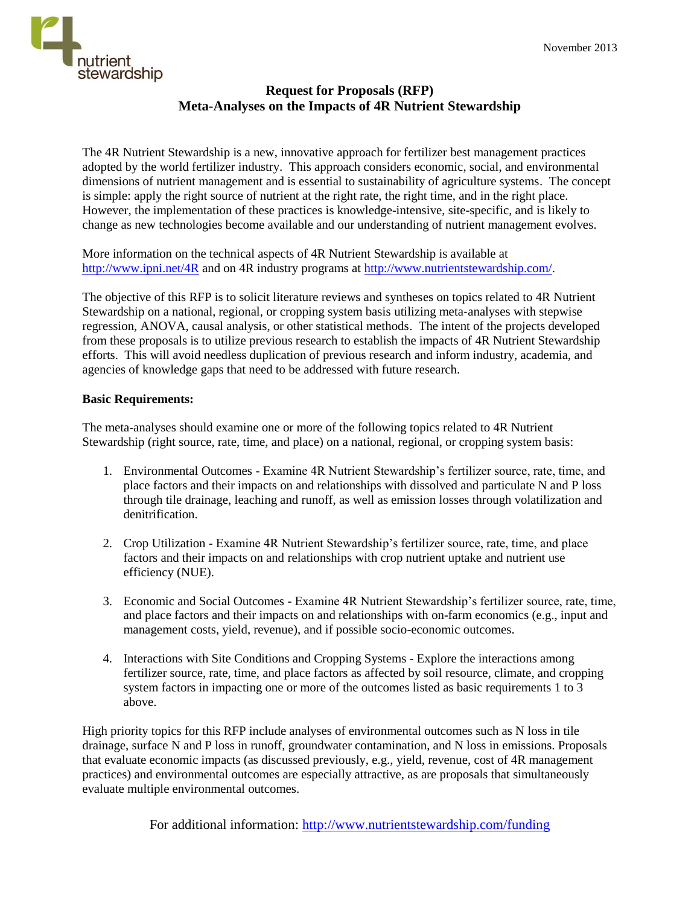November 2013

# Request for Proposals (RFP)
## Meta-Analyses on the Impacts of 4R Nutrient Stewardship

The 4R Nutrient Stewardship is a new, innovative approach for fertilizer best management practices adopted by the world fertilizer industry. This approach considers economic, social, and environmental dimensions of nutrient management and is essential to sustainability of agriculture systems. The concept is simple: apply the right source of nutrient at the right rate, the right time, and in the right place. However, the implementation of these practices is knowledge-intensive, site-specific, and is likely to change as new technologies become available and our understanding of nutrient management evolves.

More information on the technical aspects of 4R Nutrient Stewardship is available at http://www.ipni.net/4R and on 4R industry programs at http://www.nutrientstewardship.com/.

The objective of this RFP is to solicit literature reviews and syntheses on topics related to 4R Nutrient Stewardship on a national, regional, or cropping system basis utilizing meta-analyses with stepwise regression, ANOVA, causal analysis, or other statistical methods. The intent of the projects developed from these proposals is to utilize previous research to establish the impacts of 4R Nutrient Stewardship efforts. This will avoid needless duplication of previous research and inform industry, academia, and agencies of knowledge gaps that need to be addressed with future research.

**Basic Requirements:**

The meta-analyses should examine one or more of the following topics related to 4R Nutrient Stewardship (right source, rate, time, and place) on a national, regional, or cropping system basis:

1. Environmental Outcomes - Examine 4R Nutrient Stewardship's fertilizer source, rate, time, and place factors and their impacts on and relationships with dissolved and particulate N and P loss through tile drainage, leaching and runoff, as well as emission losses through volatilization and denitrification.

2. Crop Utilization - Examine 4R Nutrient Stewardship's fertilizer source, rate, time, and place factors and their impacts on and relationships with crop nutrient uptake and nutrient use efficiency (NUE).

3. Economic and Social Outcomes - Examine 4R Nutrient Stewardship's fertilizer source, rate, time, and place factors and their impacts on and relationships with on-farm economics (e.g., input and management costs, yield, revenue), and if possible socio-economic outcomes.

4. Interactions with Site Conditions and Cropping Systems - Explore the interactions among fertilizer source, rate, time, and place factors as affected by soil resource, climate, and cropping system factors in impacting one or more of the outcomes listed as basic requirements 1 to 3 above.

High priority topics for this RFP include analyses of environmental outcomes such as N loss in tile drainage, surface N and P loss in runoff, groundwater contamination, and N loss in emissions. Proposals that evaluate economic impacts (as discussed previously, e.g., yield, revenue, cost of 4R management practices) and environmental outcomes are especially attractive, as are proposals that simultaneously evaluate multiple environmental outcomes.

For additional information: http://www.nutrientstewardship.com/funding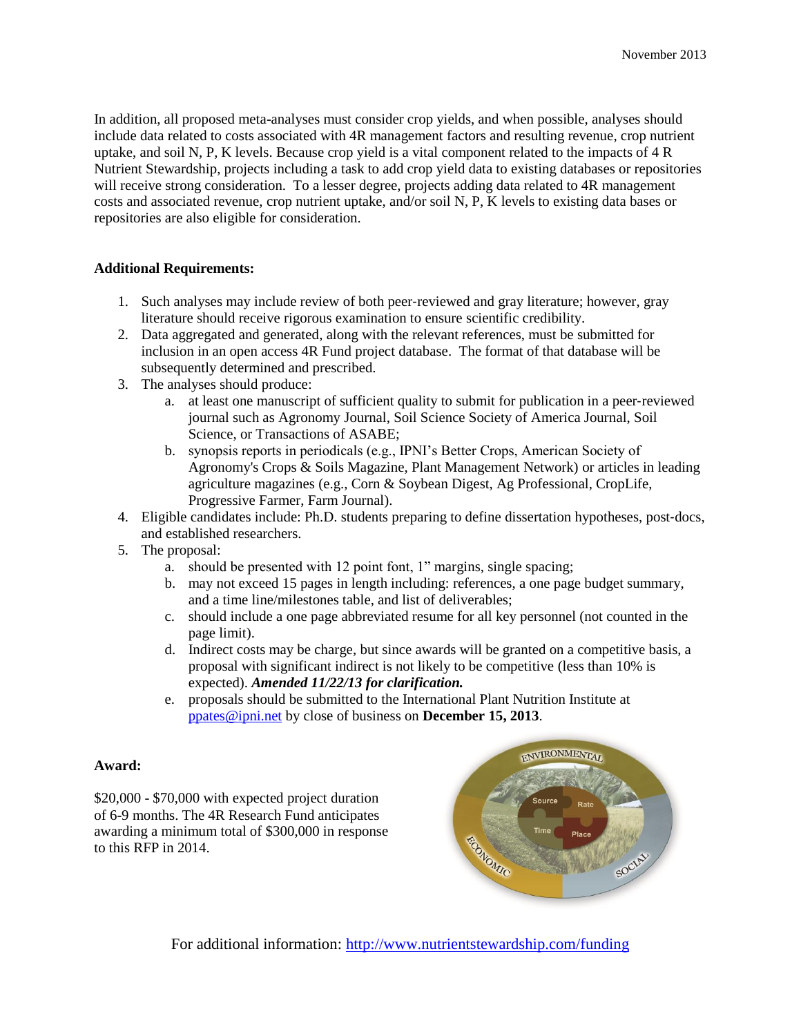In addition, all proposed meta-analyses must consider crop yields, and when possible, analyses should include data related to costs associated with 4R management factors and resulting revenue, crop nutrient uptake, and soil N, P, K levels. Because crop yield is a vital component related to the impacts of 4 R Nutrient Stewardship, projects including a task to add crop yield data to existing databases or repositories will receive strong consideration. To a lesser degree, projects adding data related to 4R management costs and associated revenue, crop nutrient uptake, and/or soil N, P, K levels to existing data bases or repositories are also eligible for consideration.

**Additional Requirements:**

1. Such analyses may include review of both peer-reviewed and gray literature; however, gray literature should receive rigorous examination to ensure scientific credibility.
2. Data aggregated and generated, along with the relevant references, must be submitted for inclusion in an open access 4R Fund project database. The format of that database will be subsequently determined and prescribed.
3. The analyses should produce:
   a. at least one manuscript of sufficient quality to submit for publication in a peer-reviewed journal such as Agronomy Journal, Soil Science Society of America Journal, Soil Science, or Transactions of ASABE;
   b. synopsis reports in periodicals (e.g., IPNI's Better Crops, American Society of Agronomy's Crops & Soils Magazine, Plant Management Network) or articles in leading agriculture magazines (e.g., Corn & Soybean Digest, Ag Professional, CropLife, Progressive Farmer, Farm Journal).
4. Eligible candidates include: Ph.D. students preparing to define dissertation hypotheses, post-docs, and established researchers.
5. The proposal:
   a. should be presented with 12 point font, 1" margins, single spacing;
   b. may not exceed 15 pages in length including: references, a one page budget summary, and a time line/milestones table, and list of deliverables;
   c. should include a one page abbreviated resume for all key personnel (not counted in the page limit).
   d. Indirect costs may be charge, but since awards will be granted on a competitive basis, a proposal with significant indirect is not likely to be competitive (less than 10% is expected). ***Amended 11/22/13 for clarification.***
   e. proposals should be submitted to the International Plant Nutrition Institute at ppates@ipni.net by close of business on **December 15, 2013**.

**Award:**

$20,000 - $70,000 with expected project duration of 6-9 months. The 4R Research Fund anticipates awarding a minimum total of $300,000 in response to this RFP in 2014.

ENVIRONMENTAL
Source
Rate
Time
Place
ECONOMIC
SOCIAL

For additional information: http://www.nutrientstewardship.com/funding